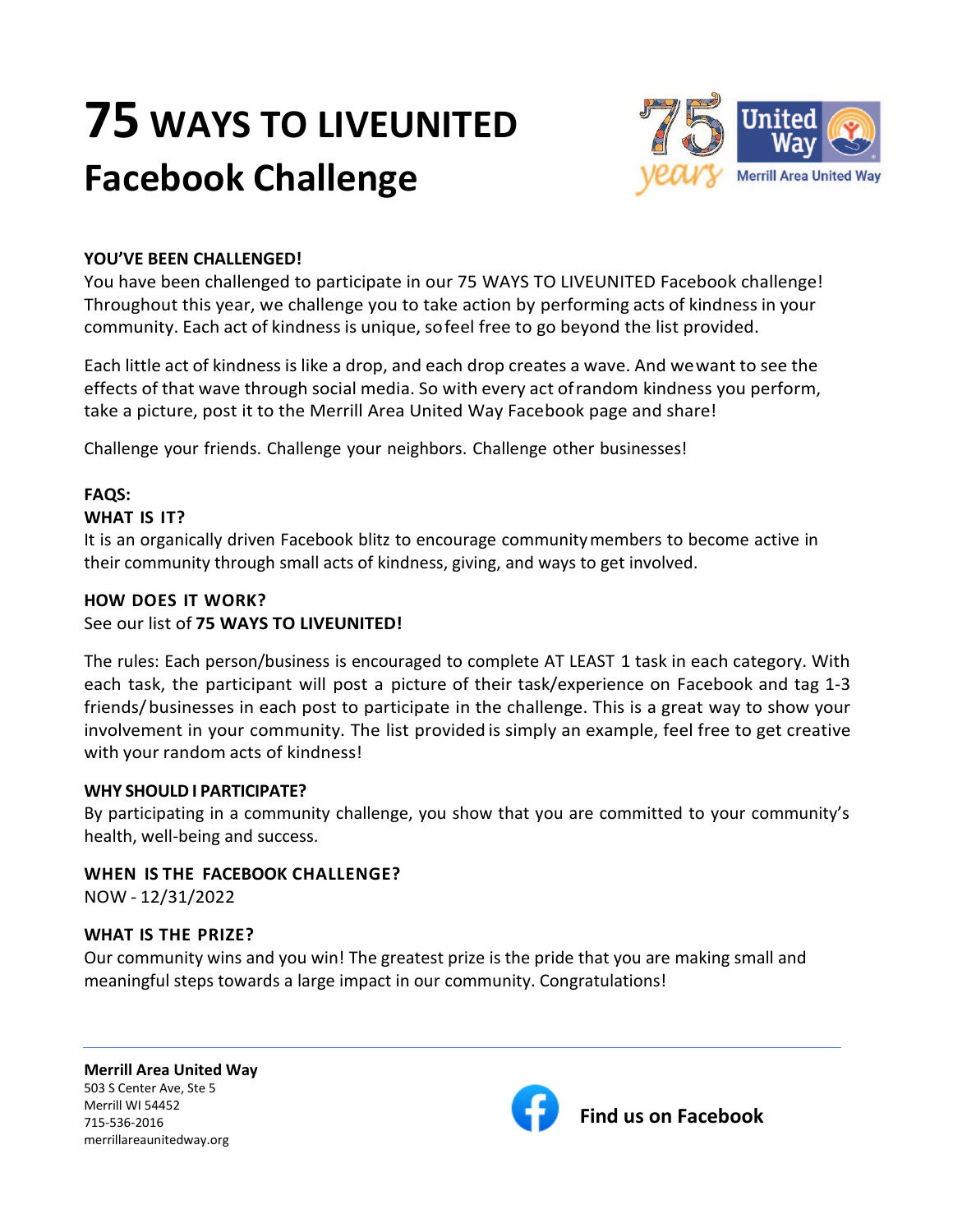# **75** WAYS TO LIVEUNITED
# Facebook Challenge

**YOU'VE BEEN CHALLENGED!**

You have been challenged to participate in our 75 WAYS TO LIVEUNITED Facebook challenge! Throughout this year, we challenge you to take action by performing acts of kindness in your community. Each act of kindness is unique, so feel free to go beyond the list provided.

Each little act of kindness is like a drop, and each drop creates a wave. And we want to see the effects of that wave through social media. So with every act of random kindness you perform, take a picture, post it to the Merrill Area United Way Facebook page and share!

Challenge your friends. Challenge your neighbors. Challenge other businesses!

**FAQS:**

**WHAT IS IT?**

It is an organically driven Facebook blitz to encourage community members to become active in their community through small acts of kindness, giving, and ways to get involved.

**HOW DOES IT WORK?**

See our list of **75 WAYS TO LIVEUNITED!**

The rules: Each person/business is encouraged to complete AT LEAST 1 task in each category. With each task, the participant will post a picture of their task/experience on Facebook and tag 1-3 friends/ businesses in each post to participate in the challenge. This is a great way to show your involvement in your community. The list provided is simply an example, feel free to get creative with your random acts of kindness!

**WHY SHOULD I PARTICIPATE?**

By participating in a community challenge, you show that you are committed to your community's health, well-being and success.

**WHEN IS THE FACEBOOK CHALLENGE?**

NOW - 12/31/2022

**WHAT IS THE PRIZE?**

Our community wins and you win! The greatest prize is the pride that you are making small and meaningful steps towards a large impact in our community. Congratulations!

---

**Merrill Area United Way**
503 S Center Ave, Ste 5
Merrill WI 54452
715-536-2016
merrillareaunitedway.org

**Find us on Facebook**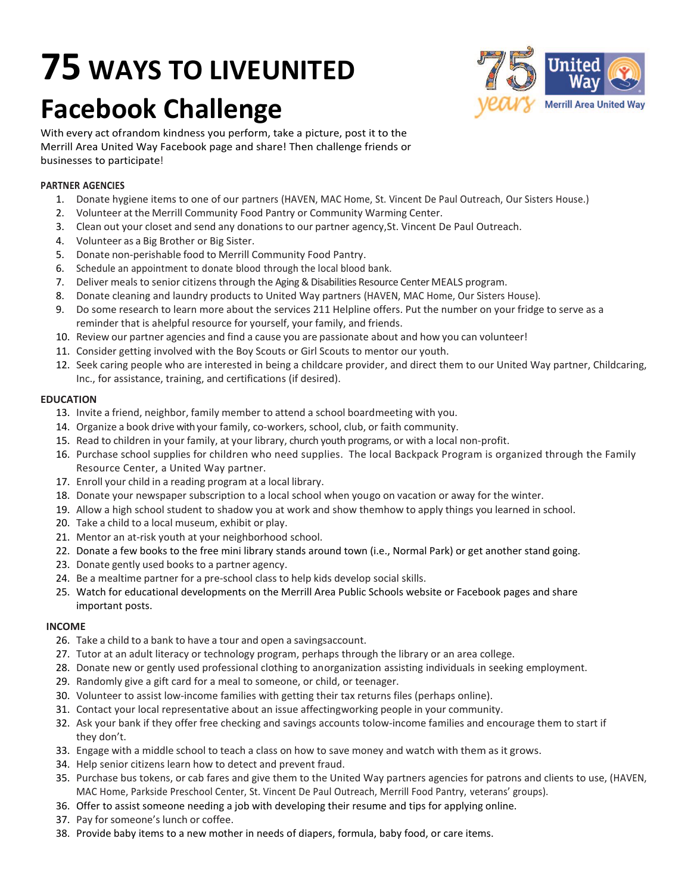# 75 WAYS TO LIVEUNITED

# Facebook Challenge

With every act ofrandom kindness you perform, take a picture, post it to the Merrill Area United Way Facebook page and share! Then challenge friends or businesses to participate!

**PARTNER AGENCIES**

1. Donate hygiene items to one of our partners (HAVEN, MAC Home, St. Vincent De Paul Outreach, Our Sisters House.)
2. Volunteer at the Merrill Community Food Pantry or Community Warming Center.
3. Clean out your closet and send any donations to our partner agency,St. Vincent De Paul Outreach.
4. Volunteer as a Big Brother or Big Sister.
5. Donate non-perishable food to Merrill Community Food Pantry.
6. Schedule an appointment to donate blood through the local blood bank.
7. Deliver meals to senior citizens through the Aging & Disabilities Resource Center MEALS program.
8. Donate cleaning and laundry products to United Way partners (HAVEN, MAC Home, Our Sisters House).
9. Do some research to learn more about the services 211 Helpline offers. Put the number on your fridge to serve as a reminder that is ahelpful resource for yourself, your family, and friends.
10. Review our partner agencies and find a cause you are passionate about and how you can volunteer!
11. Consider getting involved with the Boy Scouts or Girl Scouts to mentor our youth.
12. Seek caring people who are interested in being a childcare provider, and direct them to our United Way partner, Childcaring, Inc., for assistance, training, and certifications (if desired).

**EDUCATION**

13. Invite a friend, neighbor, family member to attend a school boardmeeting with you.
14. Organize a book drive with your family, co-workers, school, club, or faith community.
15. Read to children in your family, at your library, church youth programs, or with a local non-profit.
16. Purchase school supplies for children who need supplies. The local Backpack Program is organized through the Family Resource Center, a United Way partner.
17. Enroll your child in a reading program at a local library.
18. Donate your newspaper subscription to a local school when yougo on vacation or away for the winter.
19. Allow a high school student to shadow you at work and show themhow to apply things you learned in school.
20. Take a child to a local museum, exhibit or play.
21. Mentor an at-risk youth at your neighborhood school.
22. Donate a few books to the free mini library stands around town (i.e., Normal Park) or get another stand going.
23. Donate gently used books to a partner agency.
24. Be a mealtime partner for a pre-school class to help kids develop social skills.
25. Watch for educational developments on the Merrill Area Public Schools website or Facebook pages and share important posts.

**INCOME**

26. Take a child to a bank to have a tour and open a savingsaccount.
27. Tutor at an adult literacy or technology program, perhaps through the library or an area college.
28. Donate new or gently used professional clothing to anorganization assisting individuals in seeking employment.
29. Randomly give a gift card for a meal to someone, or child, or teenager.
30. Volunteer to assist low-income families with getting their tax returns files (perhaps online).
31. Contact your local representative about an issue affectingworking people in your community.
32. Ask your bank if they offer free checking and savings accounts tolow-income families and encourage them to start if they don't.
33. Engage with a middle school to teach a class on how to save money and watch with them as it grows.
34. Help senior citizens learn how to detect and prevent fraud.
35. Purchase bus tokens, or cab fares and give them to the United Way partners agencies for patrons and clients to use, (HAVEN, MAC Home, Parkside Preschool Center, St. Vincent De Paul Outreach, Merrill Food Pantry, veterans' groups).
36. Offer to assist someone needing a job with developing their resume and tips for applying online.
37. Pay for someone's lunch or coffee.
38. Provide baby items to a new mother in needs of diapers, formula, baby food, or care items.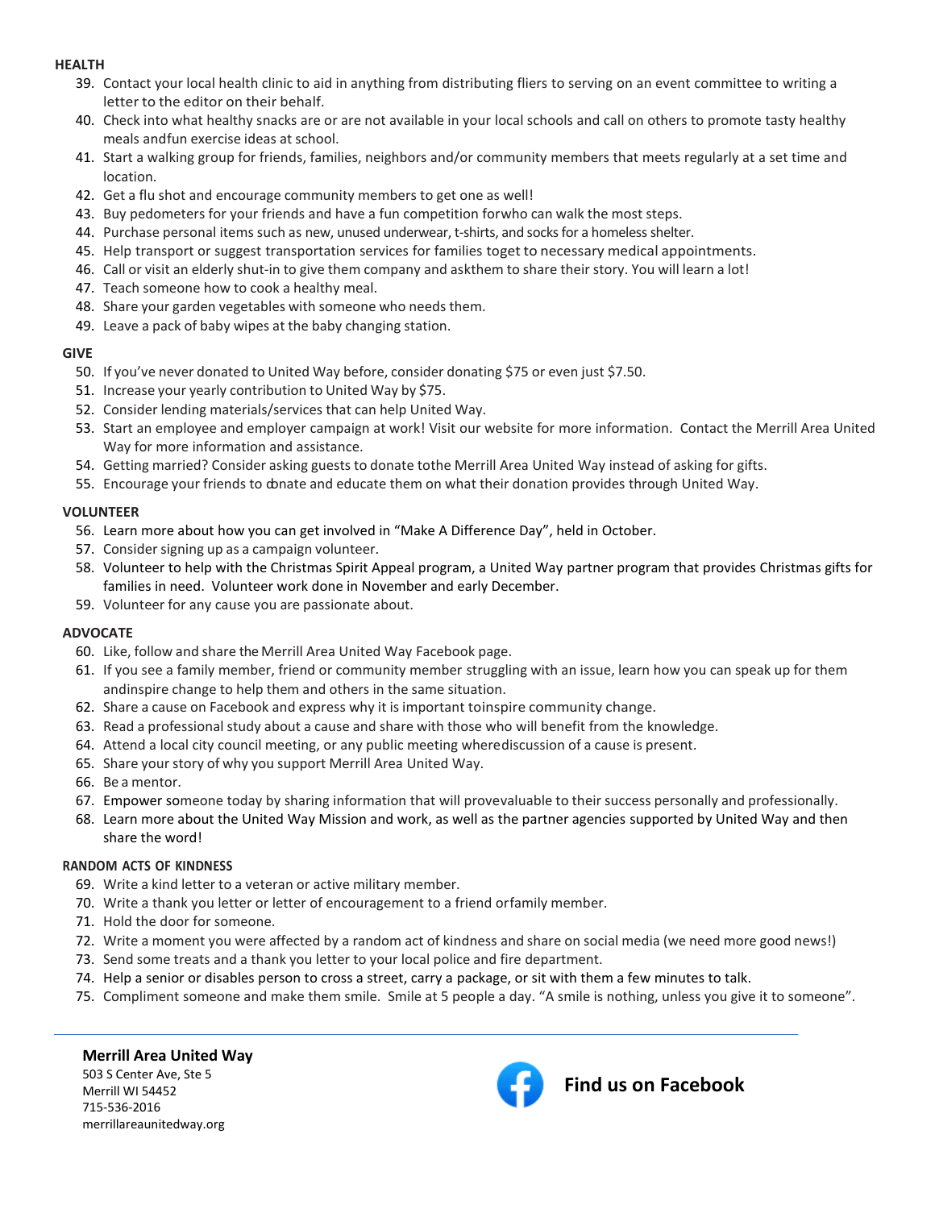**HEALTH**

39. Contact your local health clinic to aid in anything from distributing fliers to serving on an event committee to writing a letter to the editor on their behalf.
40. Check into what healthy snacks are or are not available in your local schools and call on others to promote tasty healthy meals andfun exercise ideas at school.
41. Start a walking group for friends, families, neighbors and/or community members that meets regularly at a set time and location.
42. Get a flu shot and encourage community members to get one as well!
43. Buy pedometers for your friends and have a fun competition forwho can walk the most steps.
44. Purchase personal items such as new, unused underwear, t-shirts, and socks for a homeless shelter.
45. Help transport or suggest transportation services for families toget to necessary medical appointments.
46. Call or visit an elderly shut-in to give them company and askthem to share their story. You will learn a lot!
47. Teach someone how to cook a healthy meal.
48. Share your garden vegetables with someone who needs them.
49. Leave a pack of baby wipes at the baby changing station.

**GIVE**

50. If you've never donated to United Way before, consider donating $75 or even just $7.50.
51. Increase your yearly contribution to United Way by $75.
52. Consider lending materials/services that can help United Way.
53. Start an employee and employer campaign at work! Visit our website for more information. Contact the Merrill Area United Way for more information and assistance.
54. Getting married? Consider asking guests to donate tothe Merrill Area United Way instead of asking for gifts.
55. Encourage your friends to donate and educate them on what their donation provides through United Way.

**VOLUNTEER**

56. Learn more about how you can get involved in "Make A Difference Day", held in October.
57. Consider signing up as a campaign volunteer.
58. Volunteer to help with the Christmas Spirit Appeal program, a United Way partner program that provides Christmas gifts for families in need. Volunteer work done in November and early December.
59. Volunteer for any cause you are passionate about.

**ADVOCATE**

60. Like, follow and share the Merrill Area United Way Facebook page.
61. If you see a family member, friend or community member struggling with an issue, learn how you can speak up for them andinspire change to help them and others in the same situation.
62. Share a cause on Facebook and express why it is important toinspire community change.
63. Read a professional study about a cause and share with those who will benefit from the knowledge.
64. Attend a local city council meeting, or any public meeting wherediscussion of a cause is present.
65. Share your story of why you support Merrill Area United Way.
66. Be a mentor.
67. Empower someone today by sharing information that will provevaluable to their success personally and professionally.
68. Learn more about the United Way Mission and work, as well as the partner agencies supported by United Way and then share the word!

**RANDOM ACTS OF KINDNESS**

69. Write a kind letter to a veteran or active military member.
70. Write a thank you letter or letter of encouragement to a friend orfamily member.
71. Hold the door for someone.
72. Write a moment you were affected by a random act of kindness and share on social media (we need more good news!)
73. Send some treats and a thank you letter to your local police and fire department.
74. Help a senior or disables person to cross a street, carry a package, or sit with them a few minutes to talk.
75. Compliment someone and make them smile. Smile at 5 people a day. "A smile is nothing, unless you give it to someone".

---

**Merrill Area United Way**
503 S Center Ave, Ste 5
Merrill WI 54452
715-536-2016
merrillareaunitedway.org

**Find us on Facebook**